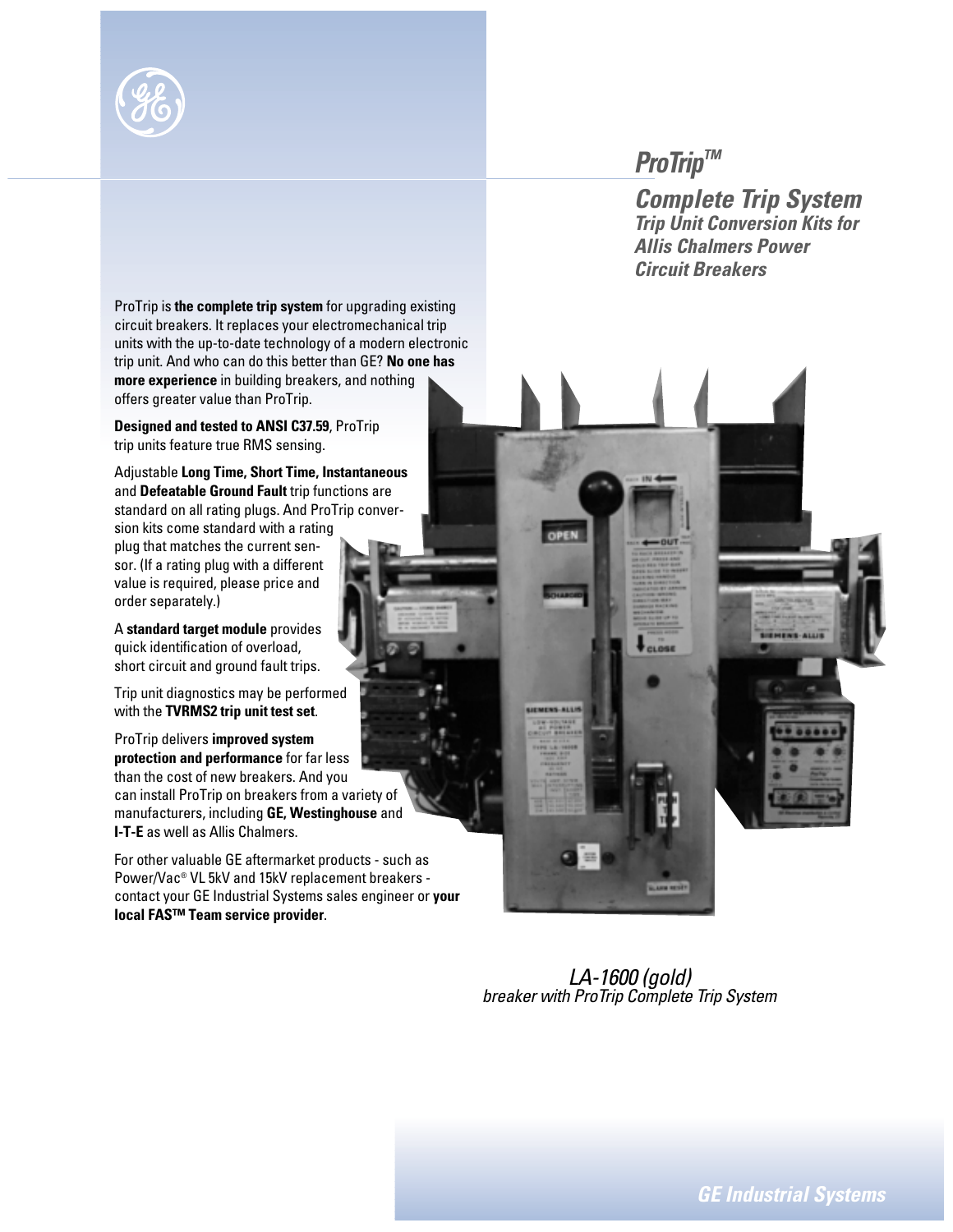# ProTrip™

## Complete Trip System

### Trip Unit Conversion Kits for Allis Chalmers Power Circuit Breakers

ProTrip is **the complete trip system** for upgrading existing circuit breakers. It replaces your electromechanical trip units with the up-to-date technology of a modern electronic trip unit. And who can do this better than GE? **No one has more experience** in building breakers, and nothing offers greater value than ProTrip.

**Designed and tested to ANSI C37.59**, ProTrip trip units feature true RMS sensing.

Adjustable **Long Time, Short Time, Instantaneous** and **Defeatable Ground Fault** trip functions are standard on all rating plugs. And ProTrip conversion kits come standard with a rating plug that matches the current sensor. (If a rating plug with a different value is required, please price and order separately.)

A **standard target module** provides quick identification of overload, short circuit and ground fault trips.

Trip unit diagnostics may be performed with the **TVRMS2 trip unit test set**.

ProTrip delivers **improved system protection and performance** for far less than the cost of new breakers. And you can install ProTrip on breakers from a variety of manufacturers, including **GE, Westinghouse** and **I-T-E** as well as Allis Chalmers.

For other valuable GE aftermarket products - such as Power/Vac® VL 5kV and 15kV replacement breakers - contact your GE Industrial Systems sales engineer or **your local FAS™ Team service provider**.

*LA-1600 (gold) breaker with ProTrip Complete Trip System*

**GE Industrial Systems**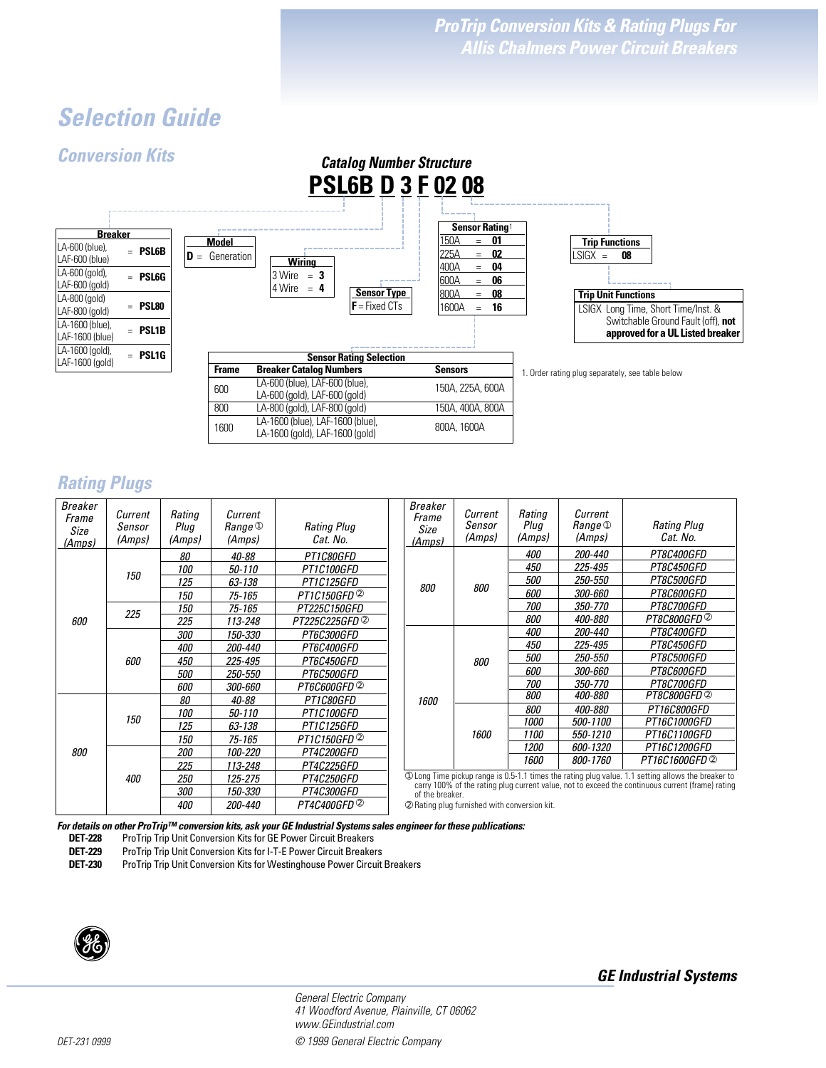# ProTrip Conversion Kits & Rating Plugs For Allis Chalmers Power Circuit Breakers

## Selection Guide

### Conversion Kits

**Catalog Number Structure**

**PSL6B D 3 F 02 08**

| Breaker | | |
|---|---|---|
| LA-600 (blue), LAF-600 (blue) | = | **PSL6B** |
| LA-600 (gold), LAF-600 (gold) | = | **PSL6G** |
| LA-800 (gold) LAF-800 (gold) | = | **PSL80** |
| LA-1600 (blue), LAF-1600 (blue) | = | **PSL1B** |
| LA-1600 (gold), LAF-1600 (gold) | = | **PSL1G** |

| Model | |
|---|---|
| **D** = | Generation |

| Wiring | | |
|---|---|---|
| 3 Wire | = | **3** |
| 4 Wire | = | **4** |

| Sensor Type |
|---|
| **F** = Fixed CTs |

| Sensor Rating[1] | | |
|---|---|---|
| 150A | = | **01** |
| 225A | = | **02** |
| 400A | = | **04** |
| 600A | = | **06** |
| 800A | = | **08** |
| 1600A | = | **16** |

| Trip Functions | | |
|---|---|---|
| LSIGX | = | **08** |

| Trip Unit Functions | |
|---|---|
| LSIGX | Long Time, Short Time/Inst. & Switchable Ground Fault (off), **not approved for a UL Listed breaker** |

| Sensor Rating Selection | | |
|---|---|---|
| **Frame** | **Breaker Catalog Numbers** | **Sensors** |
| 600 | LA-600 (blue), LAF-600 (blue), LA-600 (gold), LAF-600 (gold) | 150A, 225A, 600A |
| 800 | LA-800 (gold), LAF-800 (gold) | 150A, 400A, 800A |
| 1600 | LA-1600 (blue), LAF-1600 (blue), LA-1600 (gold), LAF-1600 (gold) | 800A, 1600A |

1. Order rating plug separately, see table below

### Rating Plugs

| Breaker Frame Size (Amps) | Current Sensor (Amps) | Rating Plug (Amps) | Current Range① (Amps) | Rating Plug Cat. No. |
|---|---|---|---|---|
| 600 | 150 | 80 | 40-88 | PT1C80GFD |
| | | 100 | 50-110 | PT1C100GFD |
| | | 125 | 63-138 | PT1C125GFD |
| | | 150 | 75-165 | PT1C150GFD② |
| | 225 | 150 | 75-165 | PT225C150GFD |
| | | 225 | 113-248 | PT225C225GFD② |
| | 600 | 300 | 150-330 | PT6C300GFD |
| | | 400 | 200-440 | PT6C400GFD |
| | | 450 | 225-495 | PT6C450GFD |
| | | 500 | 250-550 | PT6C500GFD |
| | | 600 | 300-660 | PT6C600GFD② |
| 800 | 150 | 80 | 40-88 | PT1C80GFD |
| | | 100 | 50-110 | PT1C100GFD |
| | | 125 | 63-138 | PT1C125GFD |
| | | 150 | 75-165 | PT1C150GFD② |
| | 400 | 200 | 100-220 | PT4C200GFD |
| | | 225 | 113-248 | PT4C225GFD |
| | | 250 | 125-275 | PT4C250GFD |
| | | 300 | 150-330 | PT4C300GFD |
| | | 400 | 200-440 | PT4C400GFD② |
| 800 | 800 | 400 | 200-440 | PT8C400GFD |
| | | 450 | 225-495 | PT8C450GFD |
| | | 500 | 250-550 | PT8C500GFD |
| | | 600 | 300-660 | PT8C600GFD |
| | | 700 | 350-770 | PT8C700GFD |
| | | 800 | 400-880 | PT8C800GFD② |
| 1600 | 800 | 400 | 200-440 | PT8C400GFD |
| | | 450 | 225-495 | PT8C450GFD |
| | | 500 | 250-550 | PT8C500GFD |
| | | 600 | 300-660 | PT8C600GFD |
| | | 700 | 350-770 | PT8C700GFD |
| | | 800 | 400-880 | PT8C800GFD② |
| | 1600 | 800 | 400-880 | PT16C800GFD |
| | | 1000 | 500-1100 | PT16C1000GFD |
| | | 1100 | 550-1210 | PT16C1100GFD |
| | | 1200 | 600-1320 | PT16C1200GFD |
| | | 1600 | 800-1760 | PT16C1600GFD② |

① Long Time pickup range is 0.5-1.1 times the rating plug value. 1.1 setting allows the breaker to carry 100% of the rating plug current value, not to exceed the continuous current (frame) rating of the breaker.

② Rating plug furnished with conversion kit.

***For details on other ProTrip™ conversion kits, ask your GE Industrial Systems sales engineer for these publications:***

- **DET-228** ProTrip Trip Unit Conversion Kits for GE Power Circuit Breakers
- **DET-229** ProTrip Trip Unit Conversion Kits for I-T-E Power Circuit Breakers
- **DET-230** ProTrip Trip Unit Conversion Kits for Westinghouse Power Circuit Breakers

**GE Industrial Systems**

*General Electric Company*
*41 Woodford Avenue, Plainville, CT 06062*
*www.GEindustrial.com*

*DET-231 0999*

*© 1999 General Electric Company*